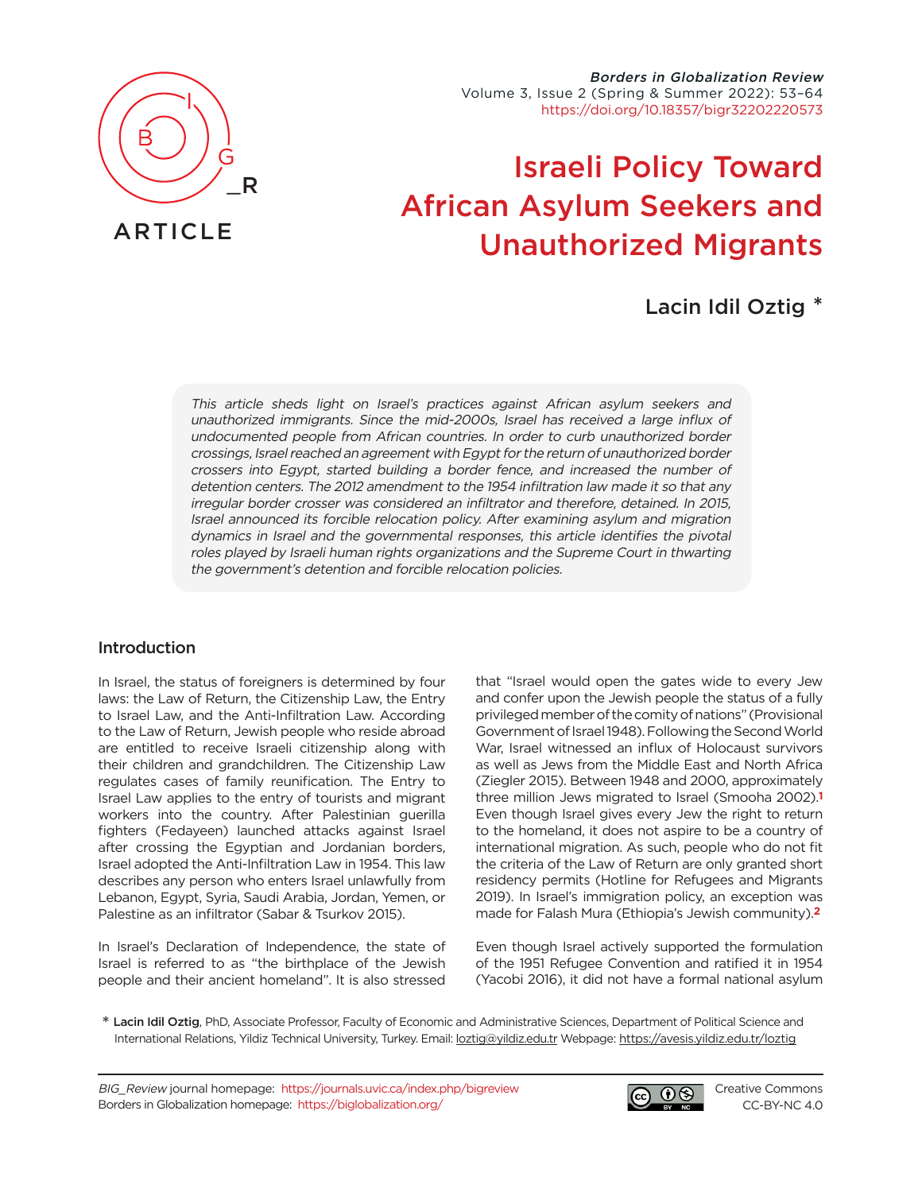ARTICLE

# Israeli Policy Toward African Asylum Seekers and Unauthorized Migrants

Lacin Idil Oztig *

*This article sheds light on Israel's practices against African asylum seekers and unauthorized immigrants. Since the mid-2000s, Israel has received a large influx of undocumented people from African countries. In order to curb unauthorized border crossings, Israel reached an agreement with Egypt for the return of unauthorized border crossers into Egypt, started building a border fence, and increased the number of detention centers. The 2012 amendment to the 1954 infiltration law made it so that any irregular border crosser was considered an infiltrator and therefore, detained. In 2015, Israel announced its forcible relocation policy. After examining asylum and migration dynamics in Israel and the governmental responses, this article identifies the pivotal roles played by Israeli human rights organizations and the Supreme Court in thwarting the government's detention and forcible relocation policies.*

## Introduction

In Israel, the status of foreigners is determined by four laws: the Law of Return, the Citizenship Law, the Entry to Israel Law, and the Anti-Infiltration Law. According to the Law of Return, Jewish people who reside abroad are entitled to receive Israeli citizenship along with their children and grandchildren. The Citizenship Law regulates cases of family reunification. The Entry to Israel Law applies to the entry of tourists and migrant workers into the country. After Palestinian guerilla fighters (Fedayeen) launched attacks against Israel after crossing the Egyptian and Jordanian borders, Israel adopted the Anti-Infiltration Law in 1954. This law describes any person who enters Israel unlawfully from Lebanon, Egypt, Syria, Saudi Arabia, Jordan, Yemen, or Palestine as an infiltrator (Sabar & Tsurkov 2015).

In Israel's Declaration of Independence, the state of Israel is referred to as "the birthplace of the Jewish people and their ancient homeland". It is also stressed that "Israel would open the gates wide to every Jew and confer upon the Jewish people the status of a fully privileged member of the comity of nations" (Provisional Government of Israel 1948). Following the Second World War, Israel witnessed an influx of Holocaust survivors as well as Jews from the Middle East and North Africa (Ziegler 2015). Between 1948 and 2000, approximately three million Jews migrated to Israel (Smooha 2002).[1] Even though Israel gives every Jew the right to return to the homeland, it does not aspire to be a country of international migration. As such, people who do not fit the criteria of the Law of Return are only granted short residency permits (Hotline for Refugees and Migrants 2019). In Israel's immigration policy, an exception was made for Falash Mura (Ethiopia's Jewish community).[2]

Even though Israel actively supported the formulation of the 1951 Refugee Convention and ratified it in 1954 (Yacobi 2016), it did not have a formal national asylum

* **Lacin Idil Oztig**, PhD, Associate Professor, Faculty of Economic and Administrative Sciences, Department of Political Science and International Relations, Yildiz Technical University, Turkey. Email: loztig@yildiz.edu.tr Webpage: https://avesis.yildiz.edu.tr/loztig

*BIG_Review* journal homepage: https://journals.uvic.ca/index.php/bigreview
Borders in Globalization homepage: https://biglobalization.org/

Creative Commons CC-BY-NC 4.0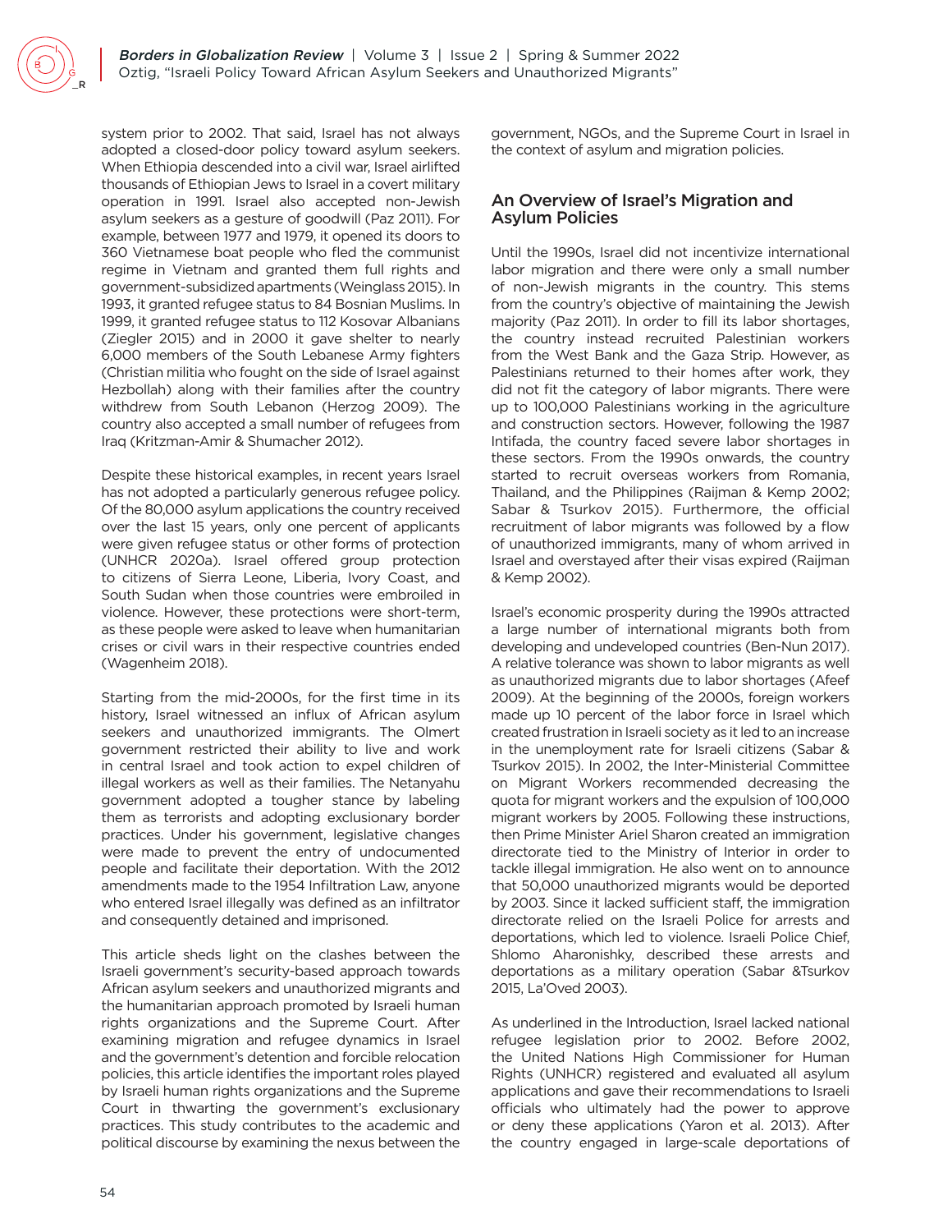system prior to 2002. That said, Israel has not always adopted a closed-door policy toward asylum seekers. When Ethiopia descended into a civil war, Israel airlifted thousands of Ethiopian Jews to Israel in a covert military operation in 1991. Israel also accepted non-Jewish asylum seekers as a gesture of goodwill (Paz 2011). For example, between 1977 and 1979, it opened its doors to 360 Vietnamese boat people who fled the communist regime in Vietnam and granted them full rights and government-subsidized apartments (Weinglass 2015). In 1993, it granted refugee status to 84 Bosnian Muslims. In 1999, it granted refugee status to 112 Kosovar Albanians (Ziegler 2015) and in 2000 it gave shelter to nearly 6,000 members of the South Lebanese Army fighters (Christian militia who fought on the side of Israel against Hezbollah) along with their families after the country withdrew from South Lebanon (Herzog 2009). The country also accepted a small number of refugees from Iraq (Kritzman-Amir & Shumacher 2012).

Despite these historical examples, in recent years Israel has not adopted a particularly generous refugee policy. Of the 80,000 asylum applications the country received over the last 15 years, only one percent of applicants were given refugee status or other forms of protection (UNHCR 2020a). Israel offered group protection to citizens of Sierra Leone, Liberia, Ivory Coast, and South Sudan when those countries were embroiled in violence. However, these protections were short-term, as these people were asked to leave when humanitarian crises or civil wars in their respective countries ended (Wagenheim 2018).

Starting from the mid-2000s, for the first time in its history, Israel witnessed an influx of African asylum seekers and unauthorized immigrants. The Olmert government restricted their ability to live and work in central Israel and took action to expel children of illegal workers as well as their families. The Netanyahu government adopted a tougher stance by labeling them as terrorists and adopting exclusionary border practices. Under his government, legislative changes were made to prevent the entry of undocumented people and facilitate their deportation. With the 2012 amendments made to the 1954 Infiltration Law, anyone who entered Israel illegally was defined as an infiltrator and consequently detained and imprisoned.

This article sheds light on the clashes between the Israeli government's security-based approach towards African asylum seekers and unauthorized migrants and the humanitarian approach promoted by Israeli human rights organizations and the Supreme Court. After examining migration and refugee dynamics in Israel and the government's detention and forcible relocation policies, this article identifies the important roles played by Israeli human rights organizations and the Supreme Court in thwarting the government's exclusionary practices. This study contributes to the academic and political discourse by examining the nexus between the government, NGOs, and the Supreme Court in Israel in the context of asylum and migration policies.

## An Overview of Israel's Migration and Asylum Policies

Until the 1990s, Israel did not incentivize international labor migration and there were only a small number of non-Jewish migrants in the country. This stems from the country's objective of maintaining the Jewish majority (Paz 2011). In order to fill its labor shortages, the country instead recruited Palestinian workers from the West Bank and the Gaza Strip. However, as Palestinians returned to their homes after work, they did not fit the category of labor migrants. There were up to 100,000 Palestinians working in the agriculture and construction sectors. However, following the 1987 Intifada, the country faced severe labor shortages in these sectors. From the 1990s onwards, the country started to recruit overseas workers from Romania, Thailand, and the Philippines (Raijman & Kemp 2002; Sabar & Tsurkov 2015). Furthermore, the official recruitment of labor migrants was followed by a flow of unauthorized immigrants, many of whom arrived in Israel and overstayed after their visas expired (Raijman & Kemp 2002).

Israel's economic prosperity during the 1990s attracted a large number of international migrants both from developing and undeveloped countries (Ben-Nun 2017). A relative tolerance was shown to labor migrants as well as unauthorized migrants due to labor shortages (Afeef 2009). At the beginning of the 2000s, foreign workers made up 10 percent of the labor force in Israel which created frustration in Israeli society as it led to an increase in the unemployment rate for Israeli citizens (Sabar & Tsurkov 2015). In 2002, the Inter-Ministerial Committee on Migrant Workers recommended decreasing the quota for migrant workers and the expulsion of 100,000 migrant workers by 2005. Following these instructions, then Prime Minister Ariel Sharon created an immigration directorate tied to the Ministry of Interior in order to tackle illegal immigration. He also went on to announce that 50,000 unauthorized migrants would be deported by 2003. Since it lacked sufficient staff, the immigration directorate relied on the Israeli Police for arrests and deportations, which led to violence. Israeli Police Chief, Shlomo Aharonishky, described these arrests and deportations as a military operation (Sabar &Tsurkov 2015, La'Oved 2003).

As underlined in the Introduction, Israel lacked national refugee legislation prior to 2002. Before 2002, the United Nations High Commissioner for Human Rights (UNHCR) registered and evaluated all asylum applications and gave their recommendations to Israeli officials who ultimately had the power to approve or deny these applications (Yaron et al. 2013). After the country engaged in large-scale deportations of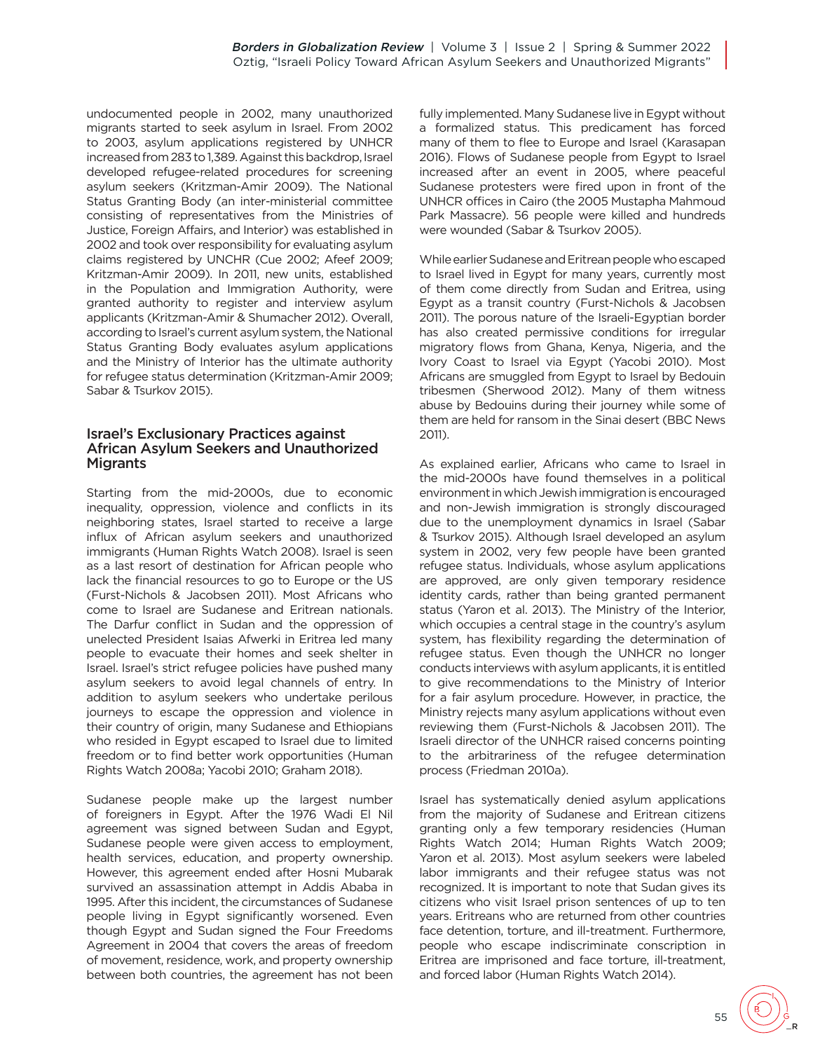undocumented people in 2002, many unauthorized migrants started to seek asylum in Israel. From 2002 to 2003, asylum applications registered by UNHCR increased from 283 to 1,389. Against this backdrop, Israel developed refugee-related procedures for screening asylum seekers (Kritzman-Amir 2009). The National Status Granting Body (an inter-ministerial committee consisting of representatives from the Ministries of Justice, Foreign Affairs, and Interior) was established in 2002 and took over responsibility for evaluating asylum claims registered by UNCHR (Cue 2002; Afeef 2009; Kritzman-Amir 2009). In 2011, new units, established in the Population and Immigration Authority, were granted authority to register and interview asylum applicants (Kritzman-Amir & Shumacher 2012). Overall, according to Israel's current asylum system, the National Status Granting Body evaluates asylum applications and the Ministry of Interior has the ultimate authority for refugee status determination (Kritzman-Amir 2009; Sabar & Tsurkov 2015).

## Israel's Exclusionary Practices against African Asylum Seekers and Unauthorized Migrants

Starting from the mid-2000s, due to economic inequality, oppression, violence and conflicts in its neighboring states, Israel started to receive a large influx of African asylum seekers and unauthorized immigrants (Human Rights Watch 2008). Israel is seen as a last resort of destination for African people who lack the financial resources to go to Europe or the US (Furst-Nichols & Jacobsen 2011). Most Africans who come to Israel are Sudanese and Eritrean nationals. The Darfur conflict in Sudan and the oppression of unelected President Isaias Afwerki in Eritrea led many people to evacuate their homes and seek shelter in Israel. Israel's strict refugee policies have pushed many asylum seekers to avoid legal channels of entry. In addition to asylum seekers who undertake perilous journeys to escape the oppression and violence in their country of origin, many Sudanese and Ethiopians who resided in Egypt escaped to Israel due to limited freedom or to find better work opportunities (Human Rights Watch 2008a; Yacobi 2010; Graham 2018).

Sudanese people make up the largest number of foreigners in Egypt. After the 1976 Wadi El Nil agreement was signed between Sudan and Egypt, Sudanese people were given access to employment, health services, education, and property ownership. However, this agreement ended after Hosni Mubarak survived an assassination attempt in Addis Ababa in 1995. After this incident, the circumstances of Sudanese people living in Egypt significantly worsened. Even though Egypt and Sudan signed the Four Freedoms Agreement in 2004 that covers the areas of freedom of movement, residence, work, and property ownership between both countries, the agreement has not been fully implemented. Many Sudanese live in Egypt without a formalized status. This predicament has forced many of them to flee to Europe and Israel (Karasapan 2016). Flows of Sudanese people from Egypt to Israel increased after an event in 2005, where peaceful Sudanese protesters were fired upon in front of the UNHCR offices in Cairo (the 2005 Mustapha Mahmoud Park Massacre). 56 people were killed and hundreds were wounded (Sabar & Tsurkov 2005).

While earlier Sudanese and Eritrean people who escaped to Israel lived in Egypt for many years, currently most of them come directly from Sudan and Eritrea, using Egypt as a transit country (Furst-Nichols & Jacobsen 2011). The porous nature of the Israeli-Egyptian border has also created permissive conditions for irregular migratory flows from Ghana, Kenya, Nigeria, and the Ivory Coast to Israel via Egypt (Yacobi 2010). Most Africans are smuggled from Egypt to Israel by Bedouin tribesmen (Sherwood 2012). Many of them witness abuse by Bedouins during their journey while some of them are held for ransom in the Sinai desert (BBC News 2011).

As explained earlier, Africans who came to Israel in the mid-2000s have found themselves in a political environment in which Jewish immigration is encouraged and non-Jewish immigration is strongly discouraged due to the unemployment dynamics in Israel (Sabar & Tsurkov 2015). Although Israel developed an asylum system in 2002, very few people have been granted refugee status. Individuals, whose asylum applications are approved, are only given temporary residence identity cards, rather than being granted permanent status (Yaron et al. 2013). The Ministry of the Interior, which occupies a central stage in the country's asylum system, has flexibility regarding the determination of refugee status. Even though the UNHCR no longer conducts interviews with asylum applicants, it is entitled to give recommendations to the Ministry of Interior for a fair asylum procedure. However, in practice, the Ministry rejects many asylum applications without even reviewing them (Furst-Nichols & Jacobsen 2011). The Israeli director of the UNHCR raised concerns pointing to the arbitrariness of the refugee determination process (Friedman 2010a).

Israel has systematically denied asylum applications from the majority of Sudanese and Eritrean citizens granting only a few temporary residencies (Human Rights Watch 2014; Human Rights Watch 2009; Yaron et al. 2013). Most asylum seekers were labeled labor immigrants and their refugee status was not recognized. It is important to note that Sudan gives its citizens who visit Israel prison sentences of up to ten years. Eritreans who are returned from other countries face detention, torture, and ill-treatment. Furthermore, people who escape indiscriminate conscription in Eritrea are imprisoned and face torture, ill-treatment, and forced labor (Human Rights Watch 2014).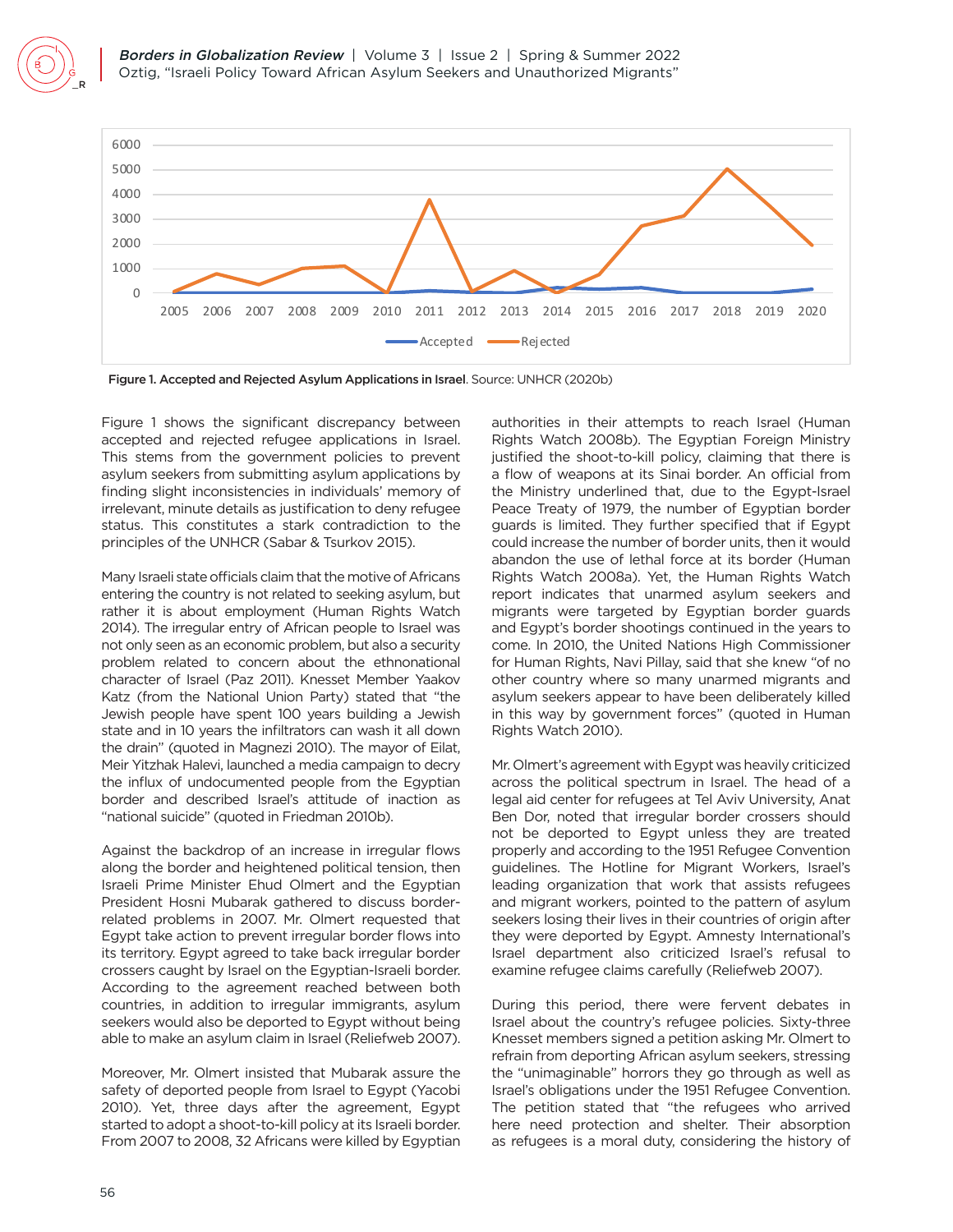Figure 1. Accepted and Rejected Asylum Applications in Israel. Source: UNHCR (2020b)

Figure 1 shows the significant discrepancy between accepted and rejected refugee applications in Israel. This stems from the government policies to prevent asylum seekers from submitting asylum applications by finding slight inconsistencies in individuals' memory of irrelevant, minute details as justification to deny refugee status. This constitutes a stark contradiction to the principles of the UNHCR (Sabar & Tsurkov 2015).

Many Israeli state officials claim that the motive of Africans entering the country is not related to seeking asylum, but rather it is about employment (Human Rights Watch 2014). The irregular entry of African people to Israel was not only seen as an economic problem, but also a security problem related to concern about the ethnonational character of Israel (Paz 2011). Knesset Member Yaakov Katz (from the National Union Party) stated that "the Jewish people have spent 100 years building a Jewish state and in 10 years the infiltrators can wash it all down the drain" (quoted in Magnezi 2010). The mayor of Eilat, Meir Yitzhak Halevi, launched a media campaign to decry the influx of undocumented people from the Egyptian border and described Israel's attitude of inaction as "national suicide" (quoted in Friedman 2010b).

Against the backdrop of an increase in irregular flows along the border and heightened political tension, then Israeli Prime Minister Ehud Olmert and the Egyptian President Hosni Mubarak gathered to discuss border-related problems in 2007. Mr. Olmert requested that Egypt take action to prevent irregular border flows into its territory. Egypt agreed to take back irregular border crossers caught by Israel on the Egyptian-Israeli border. According to the agreement reached between both countries, in addition to irregular immigrants, asylum seekers would also be deported to Egypt without being able to make an asylum claim in Israel (Reliefweb 2007).

Moreover, Mr. Olmert insisted that Mubarak assure the safety of deported people from Israel to Egypt (Yacobi 2010). Yet, three days after the agreement, Egypt started to adopt a shoot-to-kill policy at its Israeli border. From 2007 to 2008, 32 Africans were killed by Egyptian authorities in their attempts to reach Israel (Human Rights Watch 2008b). The Egyptian Foreign Ministry justified the shoot-to-kill policy, claiming that there is a flow of weapons at its Sinai border. An official from the Ministry underlined that, due to the Egypt-Israel Peace Treaty of 1979, the number of Egyptian border guards is limited. They further specified that if Egypt could increase the number of border units, then it would abandon the use of lethal force at its border (Human Rights Watch 2008a). Yet, the Human Rights Watch report indicates that unarmed asylum seekers and migrants were targeted by Egyptian border guards and Egypt's border shootings continued in the years to come. In 2010, the United Nations High Commissioner for Human Rights, Navi Pillay, said that she knew "of no other country where so many unarmed migrants and asylum seekers appear to have been deliberately killed in this way by government forces" (quoted in Human Rights Watch 2010).

Mr. Olmert's agreement with Egypt was heavily criticized across the political spectrum in Israel. The head of a legal aid center for refugees at Tel Aviv University, Anat Ben Dor, noted that irregular border crossers should not be deported to Egypt unless they are treated properly and according to the 1951 Refugee Convention guidelines. The Hotline for Migrant Workers, Israel's leading organization that work that assists refugees and migrant workers, pointed to the pattern of asylum seekers losing their lives in their countries of origin after they were deported by Egypt. Amnesty International's Israel department also criticized Israel's refusal to examine refugee claims carefully (Reliefweb 2007).

During this period, there were fervent debates in Israel about the country's refugee policies. Sixty-three Knesset members signed a petition asking Mr. Olmert to refrain from deporting African asylum seekers, stressing the "unimaginable" horrors they go through as well as Israel's obligations under the 1951 Refugee Convention. The petition stated that "the refugees who arrived here need protection and shelter. Their absorption as refugees is a moral duty, considering the history of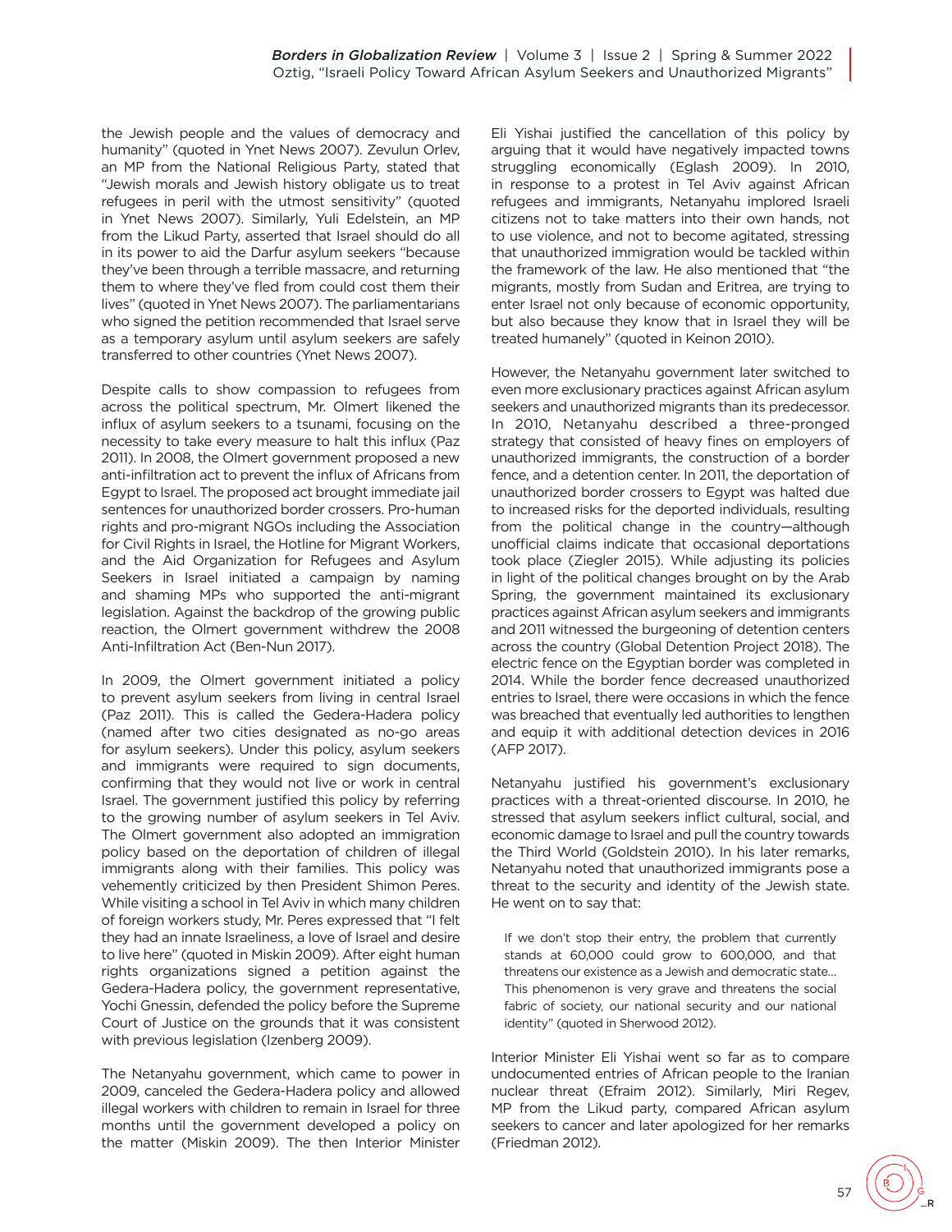the Jewish people and the values of democracy and humanity" (quoted in Ynet News 2007). Zevulun Orlev, an MP from the National Religious Party, stated that "Jewish morals and Jewish history obligate us to treat refugees in peril with the utmost sensitivity" (quoted in Ynet News 2007). Similarly, Yuli Edelstein, an MP from the Likud Party, asserted that Israel should do all in its power to aid the Darfur asylum seekers "because they've been through a terrible massacre, and returning them to where they've fled from could cost them their lives" (quoted in Ynet News 2007). The parliamentarians who signed the petition recommended that Israel serve as a temporary asylum until asylum seekers are safely transferred to other countries (Ynet News 2007).

Despite calls to show compassion to refugees from across the political spectrum, Mr. Olmert likened the influx of asylum seekers to a tsunami, focusing on the necessity to take every measure to halt this influx (Paz 2011). In 2008, the Olmert government proposed a new anti-infiltration act to prevent the influx of Africans from Egypt to Israel. The proposed act brought immediate jail sentences for unauthorized border crossers. Pro-human rights and pro-migrant NGOs including the Association for Civil Rights in Israel, the Hotline for Migrant Workers, and the Aid Organization for Refugees and Asylum Seekers in Israel initiated a campaign by naming and shaming MPs who supported the anti-migrant legislation. Against the backdrop of the growing public reaction, the Olmert government withdrew the 2008 Anti-Infiltration Act (Ben-Nun 2017).

In 2009, the Olmert government initiated a policy to prevent asylum seekers from living in central Israel (Paz 2011). This is called the Gedera-Hadera policy (named after two cities designated as no-go areas for asylum seekers). Under this policy, asylum seekers and immigrants were required to sign documents, confirming that they would not live or work in central Israel. The government justified this policy by referring to the growing number of asylum seekers in Tel Aviv. The Olmert government also adopted an immigration policy based on the deportation of children of illegal immigrants along with their families. This policy was vehemently criticized by then President Shimon Peres. While visiting a school in Tel Aviv in which many children of foreign workers study, Mr. Peres expressed that "I felt they had an innate Israeliness, a love of Israel and desire to live here" (quoted in Miskin 2009). After eight human rights organizations signed a petition against the Gedera-Hadera policy, the government representative, Yochi Gnessin, defended the policy before the Supreme Court of Justice on the grounds that it was consistent with previous legislation (Izenberg 2009).

The Netanyahu government, which came to power in 2009, canceled the Gedera-Hadera policy and allowed illegal workers with children to remain in Israel for three months until the government developed a policy on the matter (Miskin 2009). The then Interior Minister Eli Yishai justified the cancellation of this policy by arguing that it would have negatively impacted towns struggling economically (Eglash 2009). In 2010, in response to a protest in Tel Aviv against African refugees and immigrants, Netanyahu implored Israeli citizens not to take matters into their own hands, not to use violence, and not to become agitated, stressing that unauthorized immigration would be tackled within the framework of the law. He also mentioned that "the migrants, mostly from Sudan and Eritrea, are trying to enter Israel not only because of economic opportunity, but also because they know that in Israel they will be treated humanely" (quoted in Keinon 2010).

However, the Netanyahu government later switched to even more exclusionary practices against African asylum seekers and unauthorized migrants than its predecessor. In 2010, Netanyahu described a three-pronged strategy that consisted of heavy fines on employers of unauthorized immigrants, the construction of a border fence, and a detention center. In 2011, the deportation of unauthorized border crossers to Egypt was halted due to increased risks for the deported individuals, resulting from the political change in the country—although unofficial claims indicate that occasional deportations took place (Ziegler 2015). While adjusting its policies in light of the political changes brought on by the Arab Spring, the government maintained its exclusionary practices against African asylum seekers and immigrants and 2011 witnessed the burgeoning of detention centers across the country (Global Detention Project 2018). The electric fence on the Egyptian border was completed in 2014. While the border fence decreased unauthorized entries to Israel, there were occasions in which the fence was breached that eventually led authorities to lengthen and equip it with additional detection devices in 2016 (AFP 2017).

Netanyahu justified his government's exclusionary practices with a threat-oriented discourse. In 2010, he stressed that asylum seekers inflict cultural, social, and economic damage to Israel and pull the country towards the Third World (Goldstein 2010). In his later remarks, Netanyahu noted that unauthorized immigrants pose a threat to the security and identity of the Jewish state. He went on to say that:

> If we don't stop their entry, the problem that currently stands at 60,000 could grow to 600,000, and that threatens our existence as a Jewish and democratic state... This phenomenon is very grave and threatens the social fabric of society, our national security and our national identity" (quoted in Sherwood 2012).

Interior Minister Eli Yishai went so far as to compare undocumented entries of African people to the Iranian nuclear threat (Efraim 2012). Similarly, Miri Regev, MP from the Likud party, compared African asylum seekers to cancer and later apologized for her remarks (Friedman 2012).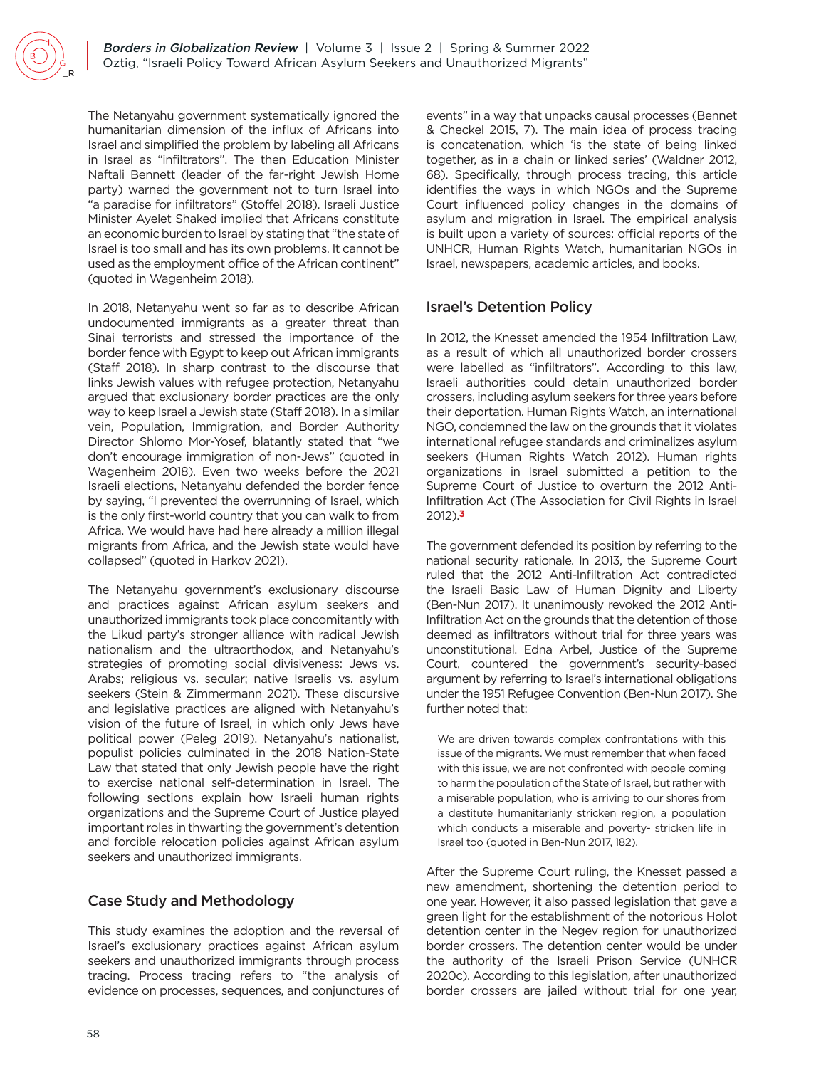The Netanyahu government systematically ignored the humanitarian dimension of the influx of Africans into Israel and simplified the problem by labeling all Africans in Israel as "infiltrators". The then Education Minister Naftali Bennett (leader of the far-right Jewish Home party) warned the government not to turn Israel into "a paradise for infiltrators" (Stoffel 2018). Israeli Justice Minister Ayelet Shaked implied that Africans constitute an economic burden to Israel by stating that "the state of Israel is too small and has its own problems. It cannot be used as the employment office of the African continent" (quoted in Wagenheim 2018).

In 2018, Netanyahu went so far as to describe African undocumented immigrants as a greater threat than Sinai terrorists and stressed the importance of the border fence with Egypt to keep out African immigrants (Staff 2018). In sharp contrast to the discourse that links Jewish values with refugee protection, Netanyahu argued that exclusionary border practices are the only way to keep Israel a Jewish state (Staff 2018). In a similar vein, Population, Immigration, and Border Authority Director Shlomo Mor-Yosef, blatantly stated that "we don't encourage immigration of non-Jews" (quoted in Wagenheim 2018). Even two weeks before the 2021 Israeli elections, Netanyahu defended the border fence by saying, "I prevented the overrunning of Israel, which is the only first-world country that you can walk to from Africa. We would have had here already a million illegal migrants from Africa, and the Jewish state would have collapsed" (quoted in Harkov 2021).

The Netanyahu government's exclusionary discourse and practices against African asylum seekers and unauthorized immigrants took place concomitantly with the Likud party's stronger alliance with radical Jewish nationalism and the ultraorthodox, and Netanyahu's strategies of promoting social divisiveness: Jews vs. Arabs; religious vs. secular; native Israelis vs. asylum seekers (Stein & Zimmermann 2021). These discursive and legislative practices are aligned with Netanyahu's vision of the future of Israel, in which only Jews have political power (Peleg 2019). Netanyahu's nationalist, populist policies culminated in the 2018 Nation-State Law that stated that only Jewish people have the right to exercise national self-determination in Israel. The following sections explain how Israeli human rights organizations and the Supreme Court of Justice played important roles in thwarting the government's detention and forcible relocation policies against African asylum seekers and unauthorized immigrants.

## Case Study and Methodology

This study examines the adoption and the reversal of Israel's exclusionary practices against African asylum seekers and unauthorized immigrants through process tracing. Process tracing refers to "the analysis of evidence on processes, sequences, and conjunctures of events" in a way that unpacks causal processes (Bennet & Checkel 2015, 7). The main idea of process tracing is concatenation, which 'is the state of being linked together, as in a chain or linked series' (Waldner 2012, 68). Specifically, through process tracing, this article identifies the ways in which NGOs and the Supreme Court influenced policy changes in the domains of asylum and migration in Israel. The empirical analysis is built upon a variety of sources: official reports of the UNHCR, Human Rights Watch, humanitarian NGOs in Israel, newspapers, academic articles, and books.

## Israel's Detention Policy

In 2012, the Knesset amended the 1954 Infiltration Law, as a result of which all unauthorized border crossers were labelled as "infiltrators". According to this law, Israeli authorities could detain unauthorized border crossers, including asylum seekers for three years before their deportation. Human Rights Watch, an international NGO, condemned the law on the grounds that it violates international refugee standards and criminalizes asylum seekers (Human Rights Watch 2012). Human rights organizations in Israel submitted a petition to the Supreme Court of Justice to overturn the 2012 Anti-Infiltration Act (The Association for Civil Rights in Israel 2012).[3]

The government defended its position by referring to the national security rationale. In 2013, the Supreme Court ruled that the 2012 Anti-Infiltration Act contradicted the Israeli Basic Law of Human Dignity and Liberty (Ben-Nun 2017). It unanimously revoked the 2012 Anti-Infiltration Act on the grounds that the detention of those deemed as infiltrators without trial for three years was unconstitutional. Edna Arbel, Justice of the Supreme Court, countered the government's security-based argument by referring to Israel's international obligations under the 1951 Refugee Convention (Ben-Nun 2017). She further noted that:

> We are driven towards complex confrontations with this issue of the migrants. We must remember that when faced with this issue, we are not confronted with people coming to harm the population of the State of Israel, but rather with a miserable population, who is arriving to our shores from a destitute humanitarianly stricken region, a population which conducts a miserable and poverty- stricken life in Israel too (quoted in Ben-Nun 2017, 182).

After the Supreme Court ruling, the Knesset passed a new amendment, shortening the detention period to one year. However, it also passed legislation that gave a green light for the establishment of the notorious Holot detention center in the Negev region for unauthorized border crossers. The detention center would be under the authority of the Israeli Prison Service (UNHCR 2020c). According to this legislation, after unauthorized border crossers are jailed without trial for one year,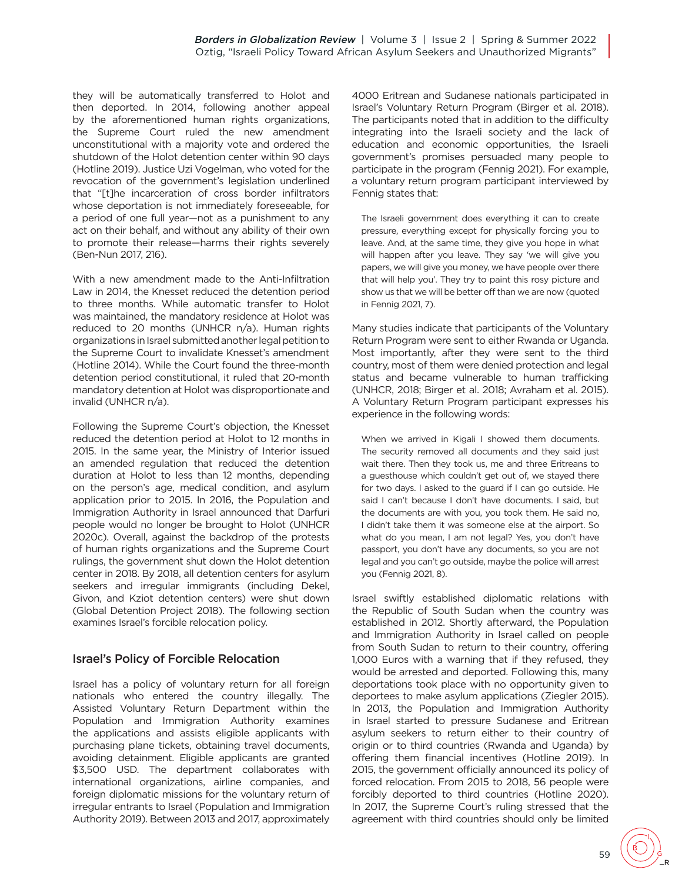they will be automatically transferred to Holot and then deported. In 2014, following another appeal by the aforementioned human rights organizations, the Supreme Court ruled the new amendment unconstitutional with a majority vote and ordered the shutdown of the Holot detention center within 90 days (Hotline 2019). Justice Uzi Vogelman, who voted for the revocation of the government's legislation underlined that "[t]he incarceration of cross border infiltrators whose deportation is not immediately foreseeable, for a period of one full year—not as a punishment to any act on their behalf, and without any ability of their own to promote their release—harms their rights severely (Ben-Nun 2017, 216).

With a new amendment made to the Anti-Infiltration Law in 2014, the Knesset reduced the detention period to three months. While automatic transfer to Holot was maintained, the mandatory residence at Holot was reduced to 20 months (UNHCR n/a). Human rights organizations in Israel submitted another legal petition to the Supreme Court to invalidate Knesset's amendment (Hotline 2014). While the Court found the three-month detention period constitutional, it ruled that 20-month mandatory detention at Holot was disproportionate and invalid (UNHCR n/a).

Following the Supreme Court's objection, the Knesset reduced the detention period at Holot to 12 months in 2015. In the same year, the Ministry of Interior issued an amended regulation that reduced the detention duration at Holot to less than 12 months, depending on the person's age, medical condition, and asylum application prior to 2015. In 2016, the Population and Immigration Authority in Israel announced that Darfuri people would no longer be brought to Holot (UNHCR 2020c). Overall, against the backdrop of the protests of human rights organizations and the Supreme Court rulings, the government shut down the Holot detention center in 2018. By 2018, all detention centers for asylum seekers and irregular immigrants (including Dekel, Givon, and Kziot detention centers) were shut down (Global Detention Project 2018). The following section examines Israel's forcible relocation policy.

## Israel's Policy of Forcible Relocation

Israel has a policy of voluntary return for all foreign nationals who entered the country illegally. The Assisted Voluntary Return Department within the Population and Immigration Authority examines the applications and assists eligible applicants with purchasing plane tickets, obtaining travel documents, avoiding detainment. Eligible applicants are granted $3,500 USD. The department collaborates with international organizations, airline companies, and foreign diplomatic missions for the voluntary return of irregular entrants to Israel (Population and Immigration Authority 2019). Between 2013 and 2017, approximately 4000 Eritrean and Sudanese nationals participated in Israel's Voluntary Return Program (Birger et al. 2018). The participants noted that in addition to the difficulty integrating into the Israeli society and the lack of education and economic opportunities, the Israeli government's promises persuaded many people to participate in the program (Fennig 2021). For example, a voluntary return program participant interviewed by Fennig states that:

> The Israeli government does everything it can to create pressure, everything except for physically forcing you to leave. And, at the same time, they give you hope in what will happen after you leave. They say 'we will give you papers, we will give you money, we have people over there that will help you'. They try to paint this rosy picture and show us that we will be better off than we are now (quoted in Fennig 2021, 7).

Many studies indicate that participants of the Voluntary Return Program were sent to either Rwanda or Uganda. Most importantly, after they were sent to the third country, most of them were denied protection and legal status and became vulnerable to human trafficking (UNHCR, 2018; Birger et al. 2018; Avraham et al. 2015). A Voluntary Return Program participant expresses his experience in the following words:

> When we arrived in Kigali I showed them documents. The security removed all documents and they said just wait there. Then they took us, me and three Eritreans to a guesthouse which couldn't get out of, we stayed there for two days. I asked to the guard if I can go outside. He said I can't because I don't have documents. I said, but the documents are with you, you took them. He said no, I didn't take them it was someone else at the airport. So what do you mean, I am not legal? Yes, you don't have passport, you don't have any documents, so you are not legal and you can't go outside, maybe the police will arrest you (Fennig 2021, 8).

Israel swiftly established diplomatic relations with the Republic of South Sudan when the country was established in 2012. Shortly afterward, the Population and Immigration Authority in Israel called on people from South Sudan to return to their country, offering 1,000 Euros with a warning that if they refused, they would be arrested and deported. Following this, many deportations took place with no opportunity given to deportees to make asylum applications (Ziegler 2015). In 2013, the Population and Immigration Authority in Israel started to pressure Sudanese and Eritrean asylum seekers to return either to their country of origin or to third countries (Rwanda and Uganda) by offering them financial incentives (Hotline 2019). In 2015, the government officially announced its policy of forced relocation. From 2015 to 2018, 56 people were forcibly deported to third countries (Hotline 2020). In 2017, the Supreme Court's ruling stressed that the agreement with third countries should only be limited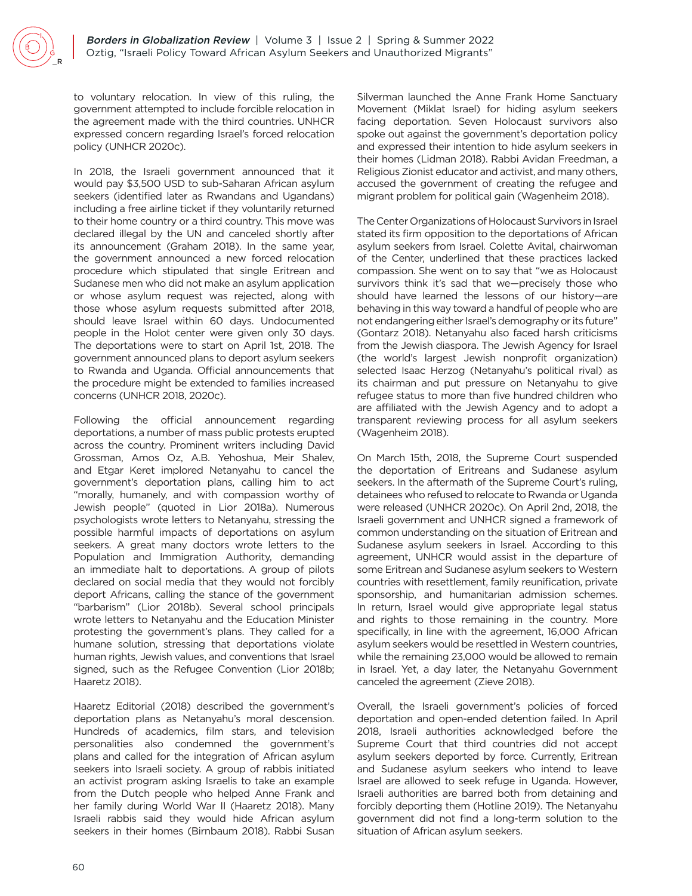to voluntary relocation. In view of this ruling, the government attempted to include forcible relocation in the agreement made with the third countries. UNHCR expressed concern regarding Israel's forced relocation policy (UNHCR 2020c).

In 2018, the Israeli government announced that it would pay $3,500 USD to sub-Saharan African asylum seekers (identified later as Rwandans and Ugandans) including a free airline ticket if they voluntarily returned to their home country or a third country. This move was declared illegal by the UN and canceled shortly after its announcement (Graham 2018). In the same year, the government announced a new forced relocation procedure which stipulated that single Eritrean and Sudanese men who did not make an asylum application or whose asylum request was rejected, along with those whose asylum requests submitted after 2018, should leave Israel within 60 days. Undocumented people in the Holot center were given only 30 days. The deportations were to start on April 1st, 2018. The government announced plans to deport asylum seekers to Rwanda and Uganda. Official announcements that the procedure might be extended to families increased concerns (UNHCR 2018, 2020c).

Following the official announcement regarding deportations, a number of mass public protests erupted across the country. Prominent writers including David Grossman, Amos Oz, A.B. Yehoshua, Meir Shalev, and Etgar Keret implored Netanyahu to cancel the government's deportation plans, calling him to act "morally, humanely, and with compassion worthy of Jewish people" (quoted in Lior 2018a). Numerous psychologists wrote letters to Netanyahu, stressing the possible harmful impacts of deportations on asylum seekers. A great many doctors wrote letters to the Population and Immigration Authority, demanding an immediate halt to deportations. A group of pilots declared on social media that they would not forcibly deport Africans, calling the stance of the government "barbarism" (Lior 2018b). Several school principals wrote letters to Netanyahu and the Education Minister protesting the government's plans. They called for a humane solution, stressing that deportations violate human rights, Jewish values, and conventions that Israel signed, such as the Refugee Convention (Lior 2018b; Haaretz 2018).

Haaretz Editorial (2018) described the government's deportation plans as Netanyahu's moral descension. Hundreds of academics, film stars, and television personalities also condemned the government's plans and called for the integration of African asylum seekers into Israeli society. A group of rabbis initiated an activist program asking Israelis to take an example from the Dutch people who helped Anne Frank and her family during World War II (Haaretz 2018). Many Israeli rabbis said they would hide African asylum seekers in their homes (Birnbaum 2018). Rabbi Susan Silverman launched the Anne Frank Home Sanctuary Movement (Miklat Israel) for hiding asylum seekers facing deportation. Seven Holocaust survivors also spoke out against the government's deportation policy and expressed their intention to hide asylum seekers in their homes (Lidman 2018). Rabbi Avidan Freedman, a Religious Zionist educator and activist, and many others, accused the government of creating the refugee and migrant problem for political gain (Wagenheim 2018).

The Center Organizations of Holocaust Survivors in Israel stated its firm opposition to the deportations of African asylum seekers from Israel. Colette Avital, chairwoman of the Center, underlined that these practices lacked compassion. She went on to say that "we as Holocaust survivors think it's sad that we—precisely those who should have learned the lessons of our history—are behaving in this way toward a handful of people who are not endangering either Israel's demography or its future" (Gontarz 2018). Netanyahu also faced harsh criticisms from the Jewish diaspora. The Jewish Agency for Israel (the world's largest Jewish nonprofit organization) selected Isaac Herzog (Netanyahu's political rival) as its chairman and put pressure on Netanyahu to give refugee status to more than five hundred children who are affiliated with the Jewish Agency and to adopt a transparent reviewing process for all asylum seekers (Wagenheim 2018).

On March 15th, 2018, the Supreme Court suspended the deportation of Eritreans and Sudanese asylum seekers. In the aftermath of the Supreme Court's ruling, detainees who refused to relocate to Rwanda or Uganda were released (UNHCR 2020c). On April 2nd, 2018, the Israeli government and UNHCR signed a framework of common understanding on the situation of Eritrean and Sudanese asylum seekers in Israel. According to this agreement, UNHCR would assist in the departure of some Eritrean and Sudanese asylum seekers to Western countries with resettlement, family reunification, private sponsorship, and humanitarian admission schemes. In return, Israel would give appropriate legal status and rights to those remaining in the country. More specifically, in line with the agreement, 16,000 African asylum seekers would be resettled in Western countries, while the remaining 23,000 would be allowed to remain in Israel. Yet, a day later, the Netanyahu Government canceled the agreement (Zieve 2018).

Overall, the Israeli government's policies of forced deportation and open-ended detention failed. In April 2018, Israeli authorities acknowledged before the Supreme Court that third countries did not accept asylum seekers deported by force. Currently, Eritrean and Sudanese asylum seekers who intend to leave Israel are allowed to seek refuge in Uganda. However, Israeli authorities are barred both from detaining and forcibly deporting them (Hotline 2019). The Netanyahu government did not find a long-term solution to the situation of African asylum seekers.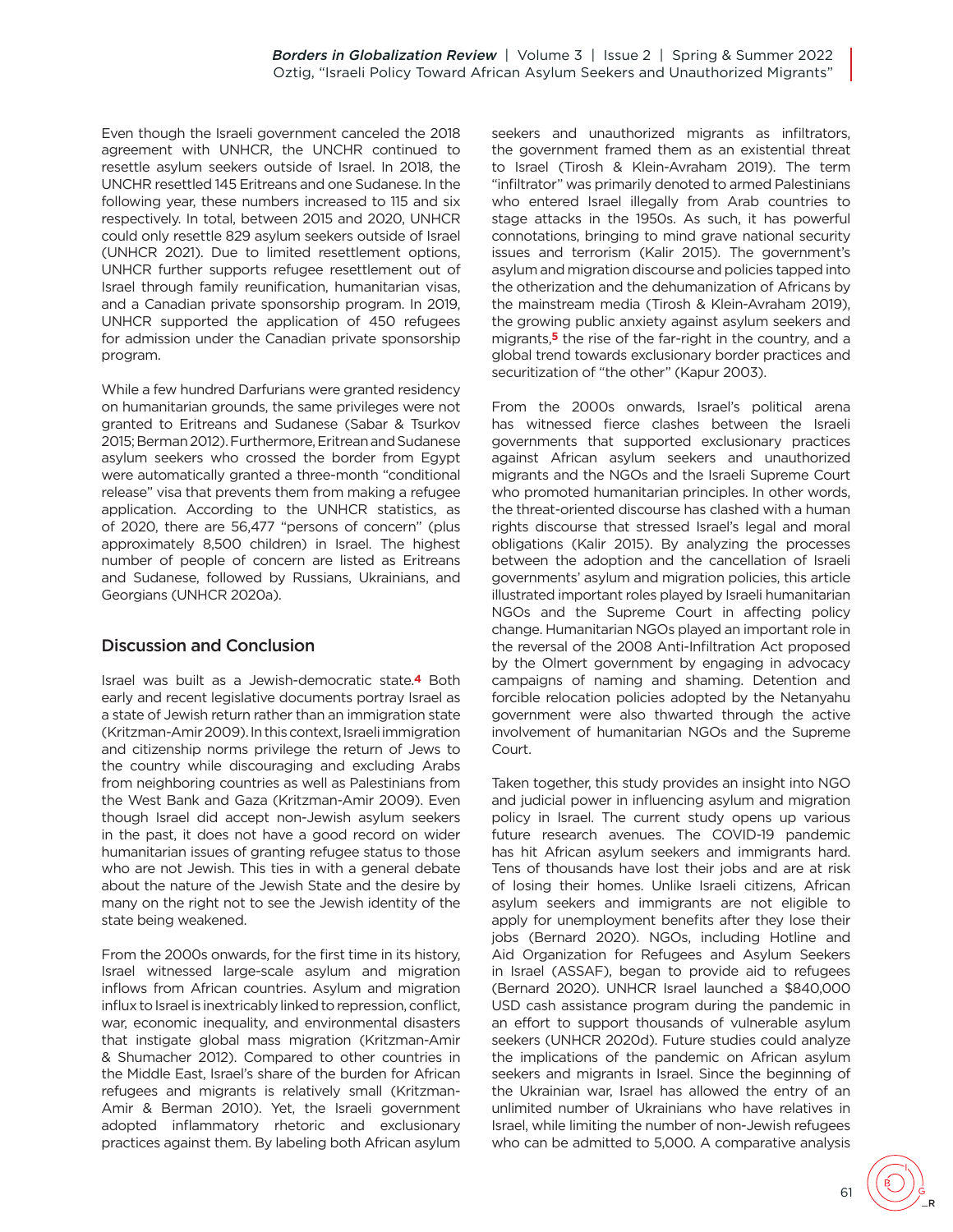Even though the Israeli government canceled the 2018 agreement with UNHCR, the UNCHR continued to resettle asylum seekers outside of Israel. In 2018, the UNCHR resettled 145 Eritreans and one Sudanese. In the following year, these numbers increased to 115 and six respectively. In total, between 2015 and 2020, UNHCR could only resettle 829 asylum seekers outside of Israel (UNHCR 2021). Due to limited resettlement options, UNHCR further supports refugee resettlement out of Israel through family reunification, humanitarian visas, and a Canadian private sponsorship program. In 2019, UNHCR supported the application of 450 refugees for admission under the Canadian private sponsorship program.

While a few hundred Darfurians were granted residency on humanitarian grounds, the same privileges were not granted to Eritreans and Sudanese (Sabar & Tsurkov 2015; Berman 2012). Furthermore, Eritrean and Sudanese asylum seekers who crossed the border from Egypt were automatically granted a three-month "conditional release" visa that prevents them from making a refugee application. According to the UNHCR statistics, as of 2020, there are 56,477 "persons of concern" (plus approximately 8,500 children) in Israel. The highest number of people of concern are listed as Eritreans and Sudanese, followed by Russians, Ukrainians, and Georgians (UNHCR 2020a).

## Discussion and Conclusion

Israel was built as a Jewish-democratic state.[4] Both early and recent legislative documents portray Israel as a state of Jewish return rather than an immigration state (Kritzman-Amir 2009). In this context, Israeli immigration and citizenship norms privilege the return of Jews to the country while discouraging and excluding Arabs from neighboring countries as well as Palestinians from the West Bank and Gaza (Kritzman-Amir 2009). Even though Israel did accept non-Jewish asylum seekers in the past, it does not have a good record on wider humanitarian issues of granting refugee status to those who are not Jewish. This ties in with a general debate about the nature of the Jewish State and the desire by many on the right not to see the Jewish identity of the state being weakened.

From the 2000s onwards, for the first time in its history, Israel witnessed large-scale asylum and migration inflows from African countries. Asylum and migration influx to Israel is inextricably linked to repression, conflict, war, economic inequality, and environmental disasters that instigate global mass migration (Kritzman-Amir & Shumacher 2012). Compared to other countries in the Middle East, Israel's share of the burden for African refugees and migrants is relatively small (Kritzman-Amir & Berman 2010). Yet, the Israeli government adopted inflammatory rhetoric and exclusionary practices against them. By labeling both African asylum seekers and unauthorized migrants as infiltrators, the government framed them as an existential threat to Israel (Tirosh & Klein-Avraham 2019). The term "infiltrator" was primarily denoted to armed Palestinians who entered Israel illegally from Arab countries to stage attacks in the 1950s. As such, it has powerful connotations, bringing to mind grave national security issues and terrorism (Kalir 2015). The government's asylum and migration discourse and policies tapped into the otherization and the dehumanization of Africans by the mainstream media (Tirosh & Klein-Avraham 2019), the growing public anxiety against asylum seekers and migrants,[5] the rise of the far-right in the country, and a global trend towards exclusionary border practices and securitization of "the other" (Kapur 2003).

From the 2000s onwards, Israel's political arena has witnessed fierce clashes between the Israeli governments that supported exclusionary practices against African asylum seekers and unauthorized migrants and the NGOs and the Israeli Supreme Court who promoted humanitarian principles. In other words, the threat-oriented discourse has clashed with a human rights discourse that stressed Israel's legal and moral obligations (Kalir 2015). By analyzing the processes between the adoption and the cancellation of Israeli governments' asylum and migration policies, this article illustrated important roles played by Israeli humanitarian NGOs and the Supreme Court in affecting policy change. Humanitarian NGOs played an important role in the reversal of the 2008 Anti-Infiltration Act proposed by the Olmert government by engaging in advocacy campaigns of naming and shaming. Detention and forcible relocation policies adopted by the Netanyahu government were also thwarted through the active involvement of humanitarian NGOs and the Supreme Court.

Taken together, this study provides an insight into NGO and judicial power in influencing asylum and migration policy in Israel. The current study opens up various future research avenues. The COVID-19 pandemic has hit African asylum seekers and immigrants hard. Tens of thousands have lost their jobs and are at risk of losing their homes. Unlike Israeli citizens, African asylum seekers and immigrants are not eligible to apply for unemployment benefits after they lose their jobs (Bernard 2020). NGOs, including Hotline and Aid Organization for Refugees and Asylum Seekers in Israel (ASSAF), began to provide aid to refugees (Bernard 2020). UNHCR Israel launched a $840,000 USD cash assistance program during the pandemic in an effort to support thousands of vulnerable asylum seekers (UNHCR 2020d). Future studies could analyze the implications of the pandemic on African asylum seekers and migrants in Israel. Since the beginning of the Ukrainian war, Israel has allowed the entry of an unlimited number of Ukrainians who have relatives in Israel, while limiting the number of non-Jewish refugees who can be admitted to 5,000. A comparative analysis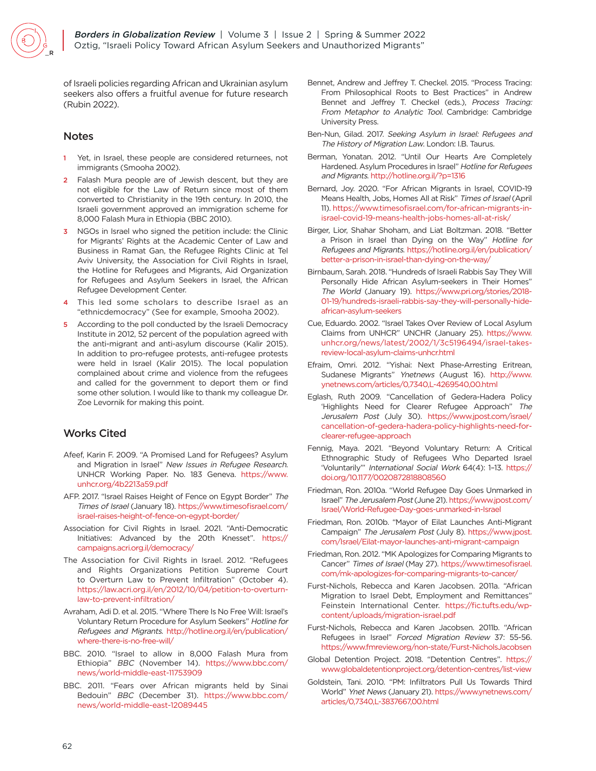of Israeli policies regarding African and Ukrainian asylum seekers also offers a fruitful avenue for future research (Rubin 2022).

## Notes

1. Yet, in Israel, these people are considered returnees, not immigrants (Smooha 2002).
2. Falash Mura people are of Jewish descent, but they are not eligible for the Law of Return since most of them converted to Christianity in the 19th century. In 2010, the Israeli government approved an immigration scheme for 8,000 Falash Mura in Ethiopia (BBC 2010).
3. NGOs in Israel who signed the petition include: the Clinic for Migrants' Rights at the Academic Center of Law and Business in Ramat Gan, the Refugee Rights Clinic at Tel Aviv University, the Association for Civil Rights in Israel, the Hotline for Refugees and Migrants, Aid Organization for Refugees and Asylum Seekers in Israel, the African Refugee Development Center.
4. This led some scholars to describe Israel as an "ethnicdemocracy" (See for example, Smooha 2002).
5. According to the poll conducted by the Israeli Democracy Institute in 2012, 52 percent of the population agreed with the anti-migrant and anti-asylum discourse (Kalir 2015). In addition to pro-refugee protests, anti-refugee protests were held in Israel (Kalir 2015). The local population complained about crime and violence from the refugees and called for the government to deport them or find some other solution. I would like to thank my colleague Dr. Zoe Levornik for making this point.

## Works Cited

Afeef, Karin F. 2009. "A Promised Land for Refugees? Asylum and Migration in Israel" *New Issues in Refugee Research*. UNHCR Working Paper. No. 183 Geneva. https://www.unhcr.org/4b2213a59.pdf

AFP. 2017. "Israel Raises Height of Fence on Egypt Border" *The Times of Israel* (January 18). https://www.timesofisrael.com/israel-raises-height-of-fence-on-egypt-border/

Association for Civil Rights in Israel. 2021. "Anti-Democratic Initiatives: Advanced by the 20th Knesset". https://campaigns.acri.org.il/democracy/

The Association for Civil Rights in Israel. 2012. "Refugees and Rights Organizations Petition Supreme Court to Overturn Law to Prevent Infiltration" (October 4). https://law.acri.org.il/en/2012/10/04/petition-to-overturn-law-to-prevent-infiltration/

Avraham, Adi D. et al. 2015. "Where There Is No Free Will: Israel's Voluntary Return Procedure for Asylum Seekers" *Hotline for Refugees and Migrants*. http://hotline.org.il/en/publication/where-there-is-no-free-will/

BBC. 2010. "Israel to allow in 8,000 Falash Mura from Ethiopia" *BBC* (November 14). https://www.bbc.com/news/world-middle-east-11753909

BBC. 2011. "Fears over African migrants held by Sinai Bedouin" *BBC* (December 31). https://www.bbc.com/news/world-middle-east-12089445

Bennet, Andrew and Jeffrey T. Checkel. 2015. "Process Tracing: From Philosophical Roots to Best Practices" in Andrew Bennet and Jeffrey T. Checkel (eds.), *Process Tracing: From Metaphor to Analytic Tool*. Cambridge: Cambridge University Press.

Ben-Nun, Gilad. 2017. *Seeking Asylum in Israel: Refugees and The History of Migration Law*. London: I.B. Taurus.

Berman, Yonatan. 2012. "Until Our Hearts Are Completely Hardened. Asylum Procedures in Israel" *Hotline for Refugees and Migrants*. http://hotline.org.il/?p=1316

Bernard, Joy. 2020. "For African Migrants in Israel, COVID-19 Means Health, Jobs, Homes All at Risk" *Times of Israel* (April 11). https://www.timesofisrael.com/for-african-migrants-in-israel-covid-19-means-health-jobs-homes-all-at-risk/

Birger, Lior, Shahar Shoham, and Liat Boltzman. 2018. "Better a Prison in Israel than Dying on the Way" *Hotline for Refugees and Migrants*. https://hotline.org.il/en/publication/better-a-prison-in-israel-than-dying-on-the-way/

Birnbaum, Sarah. 2018. "Hundreds of Israeli Rabbis Say They Will Personally Hide African Asylum-seekers in Their Homes" *The World* (January 19). https://www.pri.org/stories/2018-01-19/hundreds-israeli-rabbis-say-they-will-personally-hide-african-asylum-seekers

Cue, Eduardo. 2002. "Israel Takes Over Review of Local Asylum Claims from UNHCR" UNCHR (January 25). https://www.unhcr.org/news/latest/2002/1/3c5196494/israel-takes-review-local-asylum-claims-unhcr.html

Efraim, Omri. 2012. "Yishai: Next Phase-Arresting Eritrean, Sudanese Migrants" *Ynetnews* (August 16). http://www.ynetnews.com/articles/0,7340,L-4269540,00.html

Eglash, Ruth 2009. "Cancellation of Gedera-Hadera Policy 'Highlights Need for Clearer Refugee Approach" *The Jerusalem Post* (July 30). https://www.jpost.com/israel/cancellation-of-gedera-hadera-policy-highlights-need-for-clearer-refugee-approach

Fennig, Maya. 2021. "Beyond Voluntary Return: A Critical Ethnographic Study of Refugees Who Departed Israel 'Voluntarily'" *International Social Work* 64(4): 1–13. https://doi.org/10.1177/0020872818808560

Friedman, Ron. 2010a. "World Refugee Day Goes Unmarked in Israel" *The Jerusalem Post* (June 21). https://www.jpost.com/Israel/World-Refugee-Day-goes-unmarked-in-Israel

Friedman, Ron. 2010b. "Mayor of Eilat Launches Anti-Migrant Campaign" *The Jerusalem Post* (July 8). https://www.jpost.com/Israel/Eilat-mayor-launches-anti-migrant-campaign

Friedman, Ron. 2012. "MK Apologizes for Comparing Migrants to Cancer" *Times of Israel* (May 27). https://www.timesofisrael.com/mk-apologizes-for-comparing-migrants-to-cancer/

Furst-Nichols, Rebecca and Karen Jacobsen. 2011a. "African Migration to Israel Debt, Employment and Remittances" Feinstein International Center. https://fic.tufts.edu/wp-content/uploads/migration-israel.pdf

Furst-Nichols, Rebecca and Karen Jacobsen. 2011b. "African Refugees in Israel" *Forced Migration Review* 37: 55-56. https://www.fmreview.org/non-state/Furst-NicholsJacobsen

Global Detention Project. 2018. "Detention Centres". https://www.globaldetentionproject.org/detention-centres/list-view

Goldstein, Tani. 2010. "PM: Infiltrators Pull Us Towards Third World" *Ynet News* (January 21). https://www.ynetnews.com/articles/0,7340,L-3837667,00.html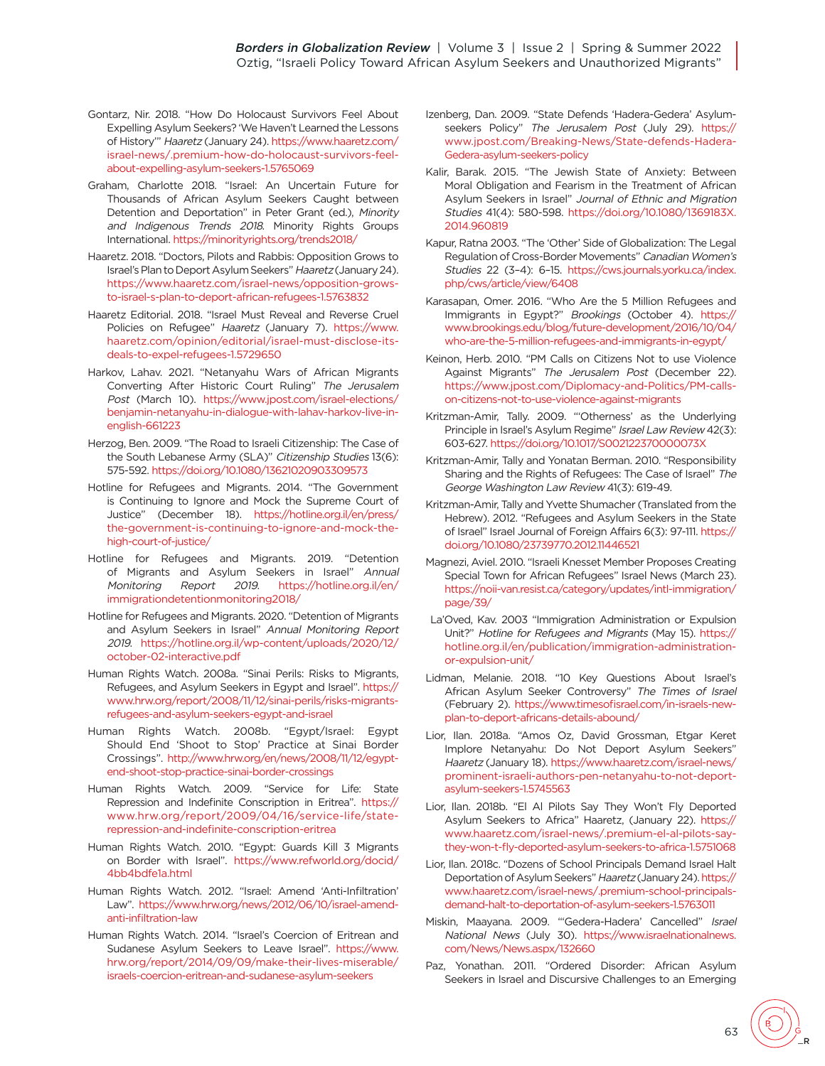Gontarz, Nir. 2018. "How Do Holocaust Survivors Feel About Expelling Asylum Seekers? 'We Haven't Learned the Lessons of History'" *Haaretz* (January 24). https://www.haaretz.com/israel-news/.premium-how-do-holocaust-survivors-feel-about-expelling-asylum-seekers-1.5765069

Graham, Charlotte 2018. "Israel: An Uncertain Future for Thousands of African Asylum Seekers Caught between Detention and Deportation" in Peter Grant (ed.), *Minority and Indigenous Trends 2018*. Minority Rights Groups International. https://minorityrights.org/trends2018/

Haaretz. 2018. "Doctors, Pilots and Rabbis: Opposition Grows to Israel's Plan to Deport Asylum Seekers" *Haaretz* (January 24). https://www.haaretz.com/israel-news/opposition-grows-to-israel-s-plan-to-deport-african-refugees-1.5763832

Haaretz Editorial. 2018. "Israel Must Reveal and Reverse Cruel Policies on Refugee" *Haaretz* (January 7). https://www.haaretz.com/opinion/editorial/israel-must-disclose-its-deals-to-expel-refugees-1.5729650

Harkov, Lahav. 2021. "Netanyahu Wars of African Migrants Converting After Historic Court Ruling" *The Jerusalem Post* (March 10). https://www.jpost.com/israel-elections/benjamin-netanyahu-in-dialogue-with-lahav-harkov-live-in-english-661223

Herzog, Ben. 2009. "The Road to Israeli Citizenship: The Case of the South Lebanese Army (SLA)" *Citizenship Studies* 13(6): 575-592. https://doi.org/10.1080/13621020903309573

Hotline for Refugees and Migrants. 2014. "The Government is Continuing to Ignore and Mock the Supreme Court of Justice" (December 18). https://hotline.org.il/en/press/the-government-is-continuing-to-ignore-and-mock-the-high-court-of-justice/

Hotline for Refugees and Migrants. 2019. "Detention of Migrants and Asylum Seekers in Israel" *Annual Monitoring Report 2019*. https://hotline.org.il/en/immigrationdetentionmonitoring2018/

Hotline for Refugees and Migrants. 2020. "Detention of Migrants and Asylum Seekers in Israel" *Annual Monitoring Report 2019*. https://hotline.org.il/wp-content/uploads/2020/12/october-02-interactive.pdf

Human Rights Watch. 2008a. "Sinai Perils: Risks to Migrants, Refugees, and Asylum Seekers in Egypt and Israel". https://www.hrw.org/report/2008/11/12/sinai-perils/risks-migrants-refugees-and-asylum-seekers-egypt-and-israel

Human Rights Watch. 2008b. "Egypt/Israel: Egypt Should End 'Shoot to Stop' Practice at Sinai Border Crossings". http://www.hrw.org/en/news/2008/11/12/egypt-end-shoot-stop-practice-sinai-border-crossings

Human Rights Watch. 2009. "Service for Life: State Repression and Indefinite Conscription in Eritrea". https://www.hrw.org/report/2009/04/16/service-life/state-repression-and-indefinite-conscription-eritrea

Human Rights Watch. 2010. "Egypt: Guards Kill 3 Migrants on Border with Israel". https://www.refworld.org/docid/4bb4bdfe1a.html

Human Rights Watch. 2012. "Israel: Amend 'Anti-Infiltration' Law". https://www.hrw.org/news/2012/06/10/israel-amend-anti-infiltration-law

Human Rights Watch. 2014. "Israel's Coercion of Eritrean and Sudanese Asylum Seekers to Leave Israel". https://www.hrw.org/report/2014/09/09/make-their-lives-miserable/israels-coercion-eritrean-and-sudanese-asylum-seekers

Izenberg, Dan. 2009. "State Defends 'Hadera-Gedera' Asylum-seekers Policy" *The Jerusalem Post* (July 29). https://www.jpost.com/Breaking-News/State-defends-Hadera-Gedera-asylum-seekers-policy

Kalir, Barak. 2015. "The Jewish State of Anxiety: Between Moral Obligation and Fearism in the Treatment of African Asylum Seekers in Israel" *Journal of Ethnic and Migration Studies* 41(4): 580-598. https://doi.org/10.1080/1369183X.2014.960819

Kapur, Ratna 2003. "The 'Other' Side of Globalization: The Legal Regulation of Cross-Border Movements" *Canadian Women's Studies* 22 (3–4): 6–15. https://cws.journals.yorku.ca/index.php/cws/article/view/6408

Karasapan, Omer. 2016. "Who Are the 5 Million Refugees and Immigrants in Egypt?" *Brookings* (October 4). https://www.brookings.edu/blog/future-development/2016/10/04/who-are-the-5-million-refugees-and-immigrants-in-egypt/

Keinon, Herb. 2010. "PM Calls on Citizens Not to use Violence Against Migrants" *The Jerusalem Post* (December 22). https://www.jpost.com/Diplomacy-and-Politics/PM-calls-on-citizens-not-to-use-violence-against-migrants

Kritzman-Amir, Tally. 2009. "'Otherness' as the Underlying Principle in Israel's Asylum Regime" *Israel Law Review* 42(3): 603-627. https://doi.org/10.1017/S002122370000073X

Kritzman-Amir, Tally and Yonatan Berman. 2010. "Responsibility Sharing and the Rights of Refugees: The Case of Israel" *The George Washington Law Review* 41(3): 619-49.

Kritzman-Amir, Tally and Yvette Shumacher (Translated from the Hebrew). 2012. "Refugees and Asylum Seekers in the State of Israel" Israel Journal of Foreign Affairs 6(3): 97-111. https://doi.org/10.1080/23739770.2012.11446521

Magnezi, Aviel. 2010. "Israeli Knesset Member Proposes Creating Special Town for African Refugees" Israel News (March 23). https://noii-van.resist.ca/category/updates/intl-immigration/page/39/

La'Oved, Kav. 2003 "Immigration Administration or Expulsion Unit?" *Hotline for Refugees and Migrants* (May 15). https://hotline.org.il/en/publication/immigration-administration-or-expulsion-unit/

Lidman, Melanie. 2018. "10 Key Questions About Israel's African Asylum Seeker Controversy" *The Times of Israel* (February 2). https://www.timesofisrael.com/in-israels-new-plan-to-deport-africans-details-abound/

Lior, Ilan. 2018a. "Amos Oz, David Grossman, Etgar Keret Implore Netanyahu: Do Not Deport Asylum Seekers" *Haaretz* (January 18). https://www.haaretz.com/israel-news/prominent-israeli-authors-pen-netanyahu-to-not-deport-asylum-seekers-1.5745563

Lior, Ilan. 2018b. "El Al Pilots Say They Won't Fly Deported Asylum Seekers to Africa" Haaretz, (January 22). https://www.haaretz.com/israel-news/.premium-el-al-pilots-say-they-won-t-fly-deported-asylum-seekers-to-africa-1.5751068

Lior, Ilan. 2018c. "Dozens of School Principals Demand Israel Halt Deportation of Asylum Seekers" *Haaretz* (January 24). https://www.haaretz.com/israel-news/.premium-school-principals-demand-halt-to-deportation-of-asylum-seekers-1.5763011

Miskin, Maayana. 2009. "'Gedera-Hadera' Cancelled" *Israel National News* (July 30). https://www.israelnationalnews.com/News/News.aspx/132660

Paz, Yonathan. 2011. "Ordered Disorder: African Asylum Seekers in Israel and Discursive Challenges to an Emerging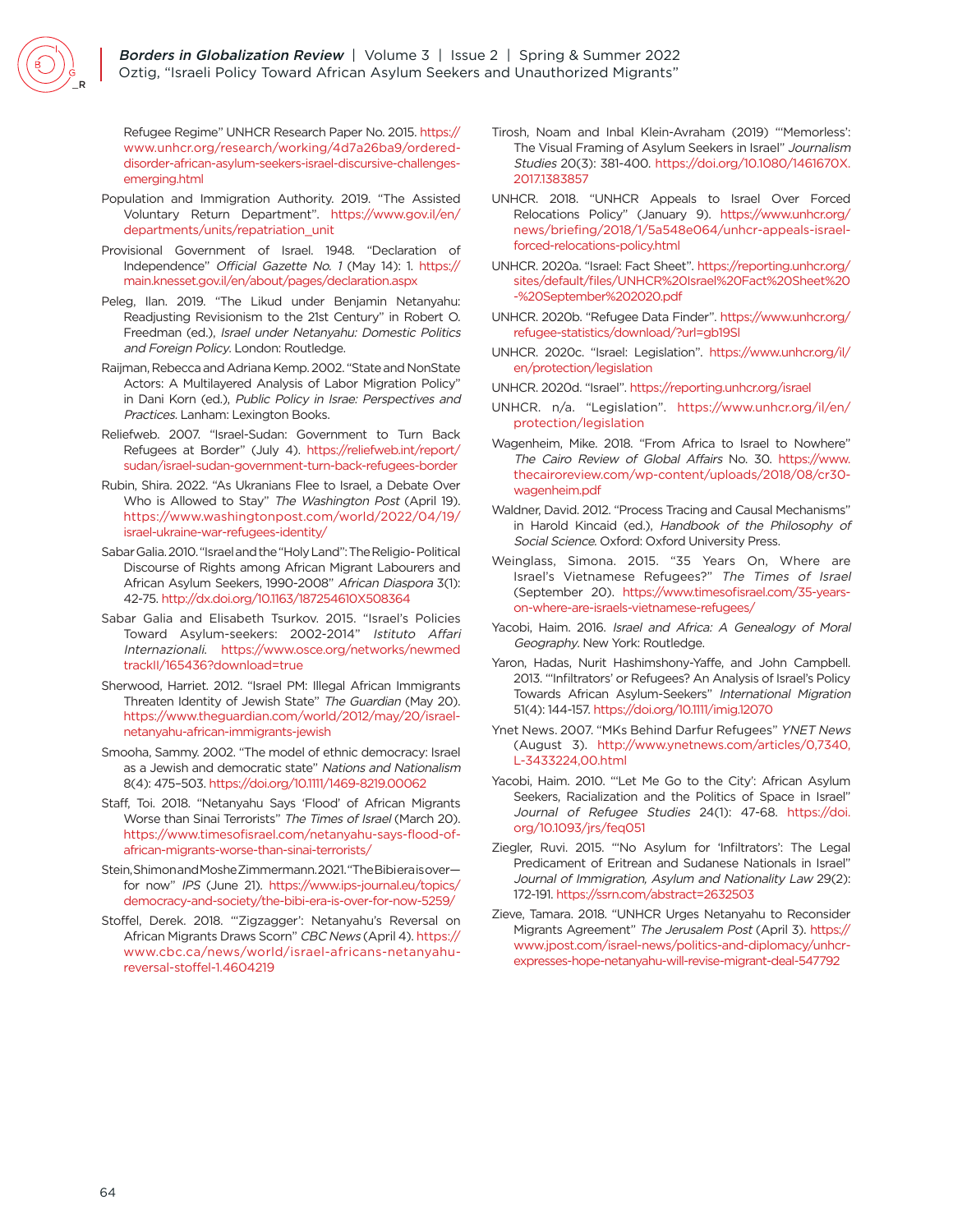Refugee Regime" UNHCR Research Paper No. 2015. https://www.unhcr.org/research/working/4d7a26ba9/ordered-disorder-african-asylum-seekers-israel-discursive-challenges-emerging.html

Population and Immigration Authority. 2019. "The Assisted Voluntary Return Department". https://www.gov.il/en/departments/units/repatriation_unit

Provisional Government of Israel. 1948. "Declaration of Independence" *Official Gazette No. 1* (May 14): 1. https://main.knesset.gov.il/en/about/pages/declaration.aspx

Peleg, Ilan. 2019. "The Likud under Benjamin Netanyahu: Readjusting Revisionism to the 21st Century" in Robert O. Freedman (ed.), *Israel under Netanyahu: Domestic Politics and Foreign Policy*. London: Routledge.

Raijman, Rebecca and Adriana Kemp. 2002. "State and NonState Actors: A Multilayered Analysis of Labor Migration Policy" in Dani Korn (ed.), *Public Policy in Israe: Perspectives and Practices*. Lanham: Lexington Books.

Reliefweb. 2007. "Israel-Sudan: Government to Turn Back Refugees at Border" (July 4). https://reliefweb.int/report/sudan/israel-sudan-government-turn-back-refugees-border

Rubin, Shira. 2022. "As Ukranians Flee to Israel, a Debate Over Who is Allowed to Stay" *The Washington Post* (April 19). https://www.washingtonpost.com/world/2022/04/19/israel-ukraine-war-refugees-identity/

Sabar Galia. 2010. "Israel and the "Holy Land": The Religio-Political Discourse of Rights among African Migrant Labourers and African Asylum Seekers, 1990-2008" *African Diaspora* 3(1): 42-75. http://dx.doi.org/10.1163/187254610X508364

Sabar Galia and Elisabeth Tsurkov. 2015. "Israel's Policies Toward Asylum-seekers: 2002-2014" *Istituto Affari Internazionali*. https://www.osce.org/networks/newmedtrackII/165436?download=true

Sherwood, Harriet. 2012. "Israel PM: Illegal African Immigrants Threaten Identity of Jewish State" *The Guardian* (May 20). https://www.theguardian.com/world/2012/may/20/israel-netanyahu-african-immigrants-jewish

Smooha, Sammy. 2002. "The model of ethnic democracy: Israel as a Jewish and democratic state" *Nations and Nationalism* 8(4): 475–503. https://doi.org/10.1111/1469-8219.00062

Staff, Toi. 2018. "Netanyahu Says 'Flood' of African Migrants Worse than Sinai Terrorists" *The Times of Israel* (March 20). https://www.timesofisrael.com/netanyahu-says-flood-of-african-migrants-worse-than-sinai-terrorists/

Stein, Shimon and Moshe Zimmermann. 2021. "The Bibi era is over—for now" *IPS* (June 21). https://www.ips-journal.eu/topics/democracy-and-society/the-bibi-era-is-over-for-now-5259/

Stoffel, Derek. 2018. "'Zigzagger': Netanyahu's Reversal on African Migrants Draws Scorn" *CBC News* (April 4). https://www.cbc.ca/news/world/israel-africans-netanyahu-reversal-stoffel-1.4604219

Tirosh, Noam and Inbal Klein-Avraham (2019) "'Memorless': The Visual Framing of Asylum Seekers in Israel" *Journalism Studies* 20(3): 381-400. https://doi.org/10.1080/1461670X.2017.1383857

UNHCR. 2018. "UNHCR Appeals to Israel Over Forced Relocations Policy" (January 9). https://www.unhcr.org/news/briefing/2018/1/5a548e064/unhcr-appeals-israel-forced-relocations-policy.html

UNHCR. 2020a. "Israel: Fact Sheet". https://reporting.unhcr.org/sites/default/files/UNHCR%20Israel%20Fact%20Sheet%20-%20September%202020.pdf

UNHCR. 2020b. "Refugee Data Finder". https://www.unhcr.org/refugee-statistics/download/?url=gb19Sl

UNHCR. 2020c. "Israel: Legislation". https://www.unhcr.org/il/en/protection/legislation

UNHCR. 2020d. "Israel". https://reporting.unhcr.org/israel

UNHCR. n/a. "Legislation". https://www.unhcr.org/il/en/protection/legislation

Wagenheim, Mike. 2018. "From Africa to Israel to Nowhere" *The Cairo Review of Global Affairs* No. 30. https://www.thecairoreview.com/wp-content/uploads/2018/08/cr30-wagenheim.pdf

Waldner, David. 2012. "Process Tracing and Causal Mechanisms" in Harold Kincaid (ed.), *Handbook of the Philosophy of Social Science*. Oxford: Oxford University Press.

Weinglass, Simona. 2015. "35 Years On, Where are Israel's Vietnamese Refugees?" *The Times of Israel* (September 20). https://www.timesofisrael.com/35-years-on-where-are-israels-vietnamese-refugees/

Yacobi, Haim. 2016. *Israel and Africa: A Genealogy of Moral Geography*. New York: Routledge.

Yaron, Hadas, Nurit Hashimshony-Yaffe, and John Campbell. 2013. "'Infiltrators' or Refugees? An Analysis of Israel's Policy Towards African Asylum-Seekers" *International Migration* 51(4): 144-157. https://doi.org/10.1111/imig.12070

Ynet News. 2007. "MKs Behind Darfur Refugees" *YNET News* (August 3). http://www.ynetnews.com/articles/0,7340,L-3433224,00.html

Yacobi, Haim. 2010. "'Let Me Go to the City': African Asylum Seekers, Racialization and the Politics of Space in Israel" *Journal of Refugee Studies* 24(1): 47-68. https://doi.org/10.1093/jrs/feq051

Ziegler, Ruvi. 2015. "'No Asylum for 'Infiltrators': The Legal Predicament of Eritrean and Sudanese Nationals in Israel" *Journal of Immigration, Asylum and Nationality Law* 29(2): 172-191. https://ssrn.com/abstract=2632503

Zieve, Tamara. 2018. "UNHCR Urges Netanyahu to Reconsider Migrants Agreement" *The Jerusalem Post* (April 3). https://www.jpost.com/israel-news/politics-and-diplomacy/unhcr-expresses-hope-netanyahu-will-revise-migrant-deal-547792